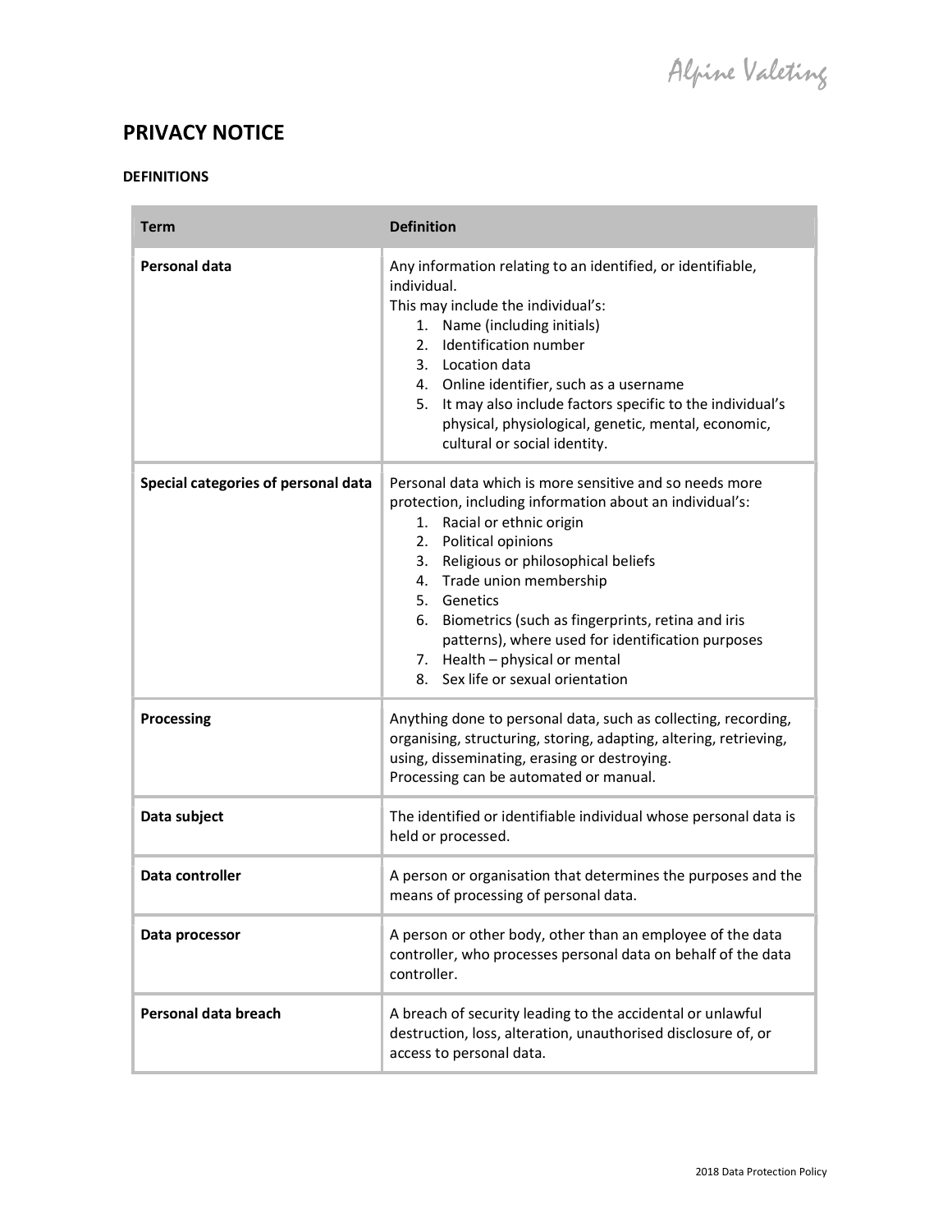# PRIVACY NOTICE

### DEFINITIONS

| Term | Definition |
|---|---|
| **Personal data** | Any information relating to an identified, or identifiable, individual.<br>This may include the individual's:<br>1. Name (including initials)<br>2. Identification number<br>3. Location data<br>4. Online identifier, such as a username<br>5. It may also include factors specific to the individual's physical, physiological, genetic, mental, economic, cultural or social identity. |
| **Special categories of personal data** | Personal data which is more sensitive and so needs more protection, including information about an individual's:<br>1. Racial or ethnic origin<br>2. Political opinions<br>3. Religious or philosophical beliefs<br>4. Trade union membership<br>5. Genetics<br>6. Biometrics (such as fingerprints, retina and iris patterns), where used for identification purposes<br>7. Health – physical or mental<br>8. Sex life or sexual orientation |
| **Processing** | Anything done to personal data, such as collecting, recording, organising, structuring, storing, adapting, altering, retrieving, using, disseminating, erasing or destroying.<br>Processing can be automated or manual. |
| **Data subject** | The identified or identifiable individual whose personal data is held or processed. |
| **Data controller** | A person or organisation that determines the purposes and the means of processing of personal data. |
| **Data processor** | A person or other body, other than an employee of the data controller, who processes personal data on behalf of the data controller. |
| **Personal data breach** | A breach of security leading to the accidental or unlawful destruction, loss, alteration, unauthorised disclosure of, or access to personal data. |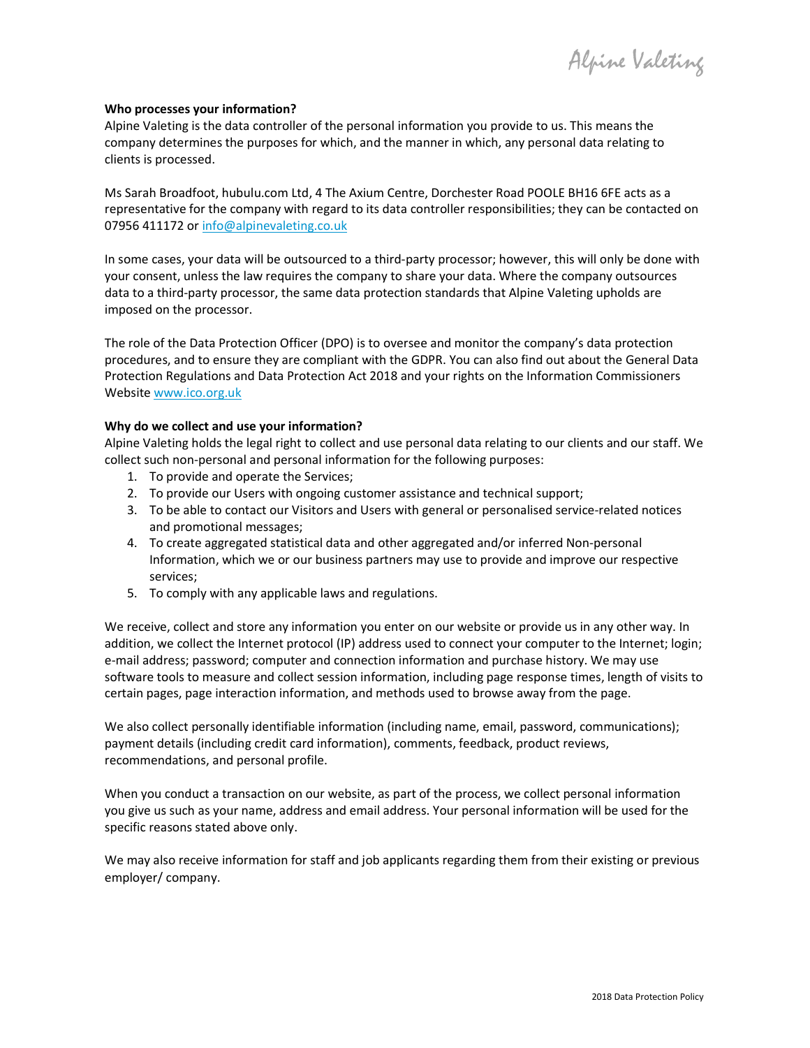**Who processes your information?**

Alpine Valeting is the data controller of the personal information you provide to us. This means the company determines the purposes for which, and the manner in which, any personal data relating to clients is processed.

Ms Sarah Broadfoot, hubulu.com Ltd, 4 The Axium Centre, Dorchester Road POOLE BH16 6FE acts as a representative for the company with regard to its data controller responsibilities; they can be contacted on 07956 411172 or info@alpinevaleting.co.uk

In some cases, your data will be outsourced to a third-party processor; however, this will only be done with your consent, unless the law requires the company to share your data. Where the company outsources data to a third-party processor, the same data protection standards that Alpine Valeting upholds are imposed on the processor.

The role of the Data Protection Officer (DPO) is to oversee and monitor the company's data protection procedures, and to ensure they are compliant with the GDPR. You can also find out about the General Data Protection Regulations and Data Protection Act 2018 and your rights on the Information Commissioners Website www.ico.org.uk

**Why do we collect and use your information?**

Alpine Valeting holds the legal right to collect and use personal data relating to our clients and our staff. We collect such non-personal and personal information for the following purposes:

1. To provide and operate the Services;
2. To provide our Users with ongoing customer assistance and technical support;
3. To be able to contact our Visitors and Users with general or personalised service-related notices and promotional messages;
4. To create aggregated statistical data and other aggregated and/or inferred Non-personal Information, which we or our business partners may use to provide and improve our respective services;
5. To comply with any applicable laws and regulations.

We receive, collect and store any information you enter on our website or provide us in any other way. In addition, we collect the Internet protocol (IP) address used to connect your computer to the Internet; login; e-mail address; password; computer and connection information and purchase history. We may use software tools to measure and collect session information, including page response times, length of visits to certain pages, page interaction information, and methods used to browse away from the page.

We also collect personally identifiable information (including name, email, password, communications); payment details (including credit card information), comments, feedback, product reviews, recommendations, and personal profile.

When you conduct a transaction on our website, as part of the process, we collect personal information you give us such as your name, address and email address. Your personal information will be used for the specific reasons stated above only.

We may also receive information for staff and job applicants regarding them from their existing or previous employer/ company.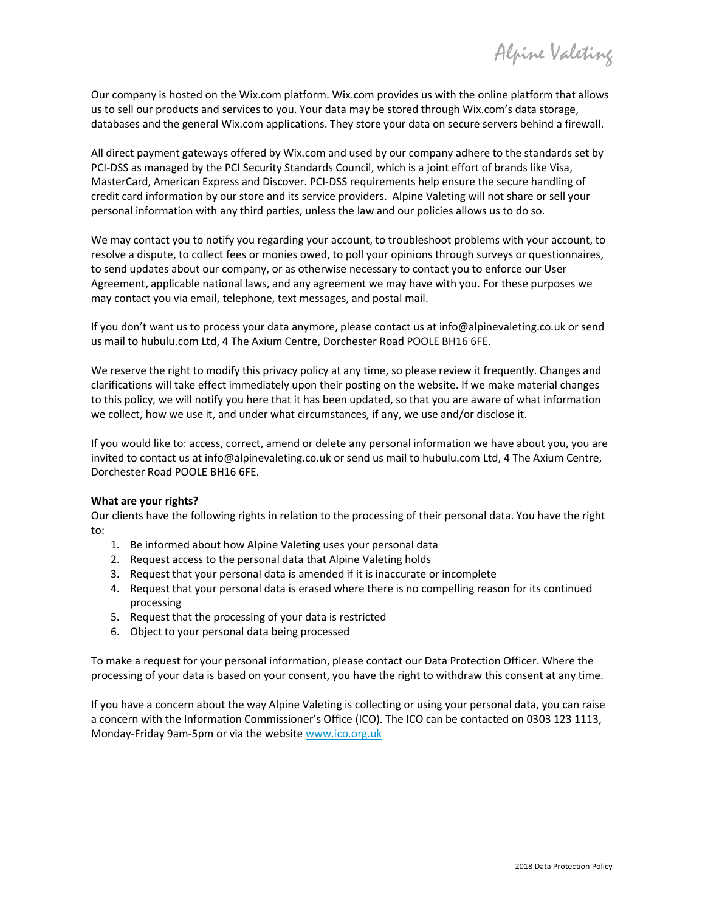Our company is hosted on the Wix.com platform. Wix.com provides us with the online platform that allows us to sell our products and services to you. Your data may be stored through Wix.com's data storage, databases and the general Wix.com applications. They store your data on secure servers behind a firewall.

All direct payment gateways offered by Wix.com and used by our company adhere to the standards set by PCI-DSS as managed by the PCI Security Standards Council, which is a joint effort of brands like Visa, MasterCard, American Express and Discover. PCI-DSS requirements help ensure the secure handling of credit card information by our store and its service providers. Alpine Valeting will not share or sell your personal information with any third parties, unless the law and our policies allows us to do so.

We may contact you to notify you regarding your account, to troubleshoot problems with your account, to resolve a dispute, to collect fees or monies owed, to poll your opinions through surveys or questionnaires, to send updates about our company, or as otherwise necessary to contact you to enforce our User Agreement, applicable national laws, and any agreement we may have with you. For these purposes we may contact you via email, telephone, text messages, and postal mail.

If you don't want us to process your data anymore, please contact us at info@alpinevaleting.co.uk or send us mail to hubulu.com Ltd, 4 The Axium Centre, Dorchester Road POOLE BH16 6FE.

We reserve the right to modify this privacy policy at any time, so please review it frequently. Changes and clarifications will take effect immediately upon their posting on the website. If we make material changes to this policy, we will notify you here that it has been updated, so that you are aware of what information we collect, how we use it, and under what circumstances, if any, we use and/or disclose it.

If you would like to: access, correct, amend or delete any personal information we have about you, you are invited to contact us at info@alpinevaleting.co.uk or send us mail to hubulu.com Ltd, 4 The Axium Centre, Dorchester Road POOLE BH16 6FE.

**What are your rights?**

Our clients have the following rights in relation to the processing of their personal data. You have the right to:

1. Be informed about how Alpine Valeting uses your personal data
2. Request access to the personal data that Alpine Valeting holds
3. Request that your personal data is amended if it is inaccurate or incomplete
4. Request that your personal data is erased where there is no compelling reason for its continued processing
5. Request that the processing of your data is restricted
6. Object to your personal data being processed

To make a request for your personal information, please contact our Data Protection Officer. Where the processing of your data is based on your consent, you have the right to withdraw this consent at any time.

If you have a concern about the way Alpine Valeting is collecting or using your personal data, you can raise a concern with the Information Commissioner's Office (ICO). The ICO can be contacted on 0303 123 1113, Monday-Friday 9am-5pm or via the website www.ico.org.uk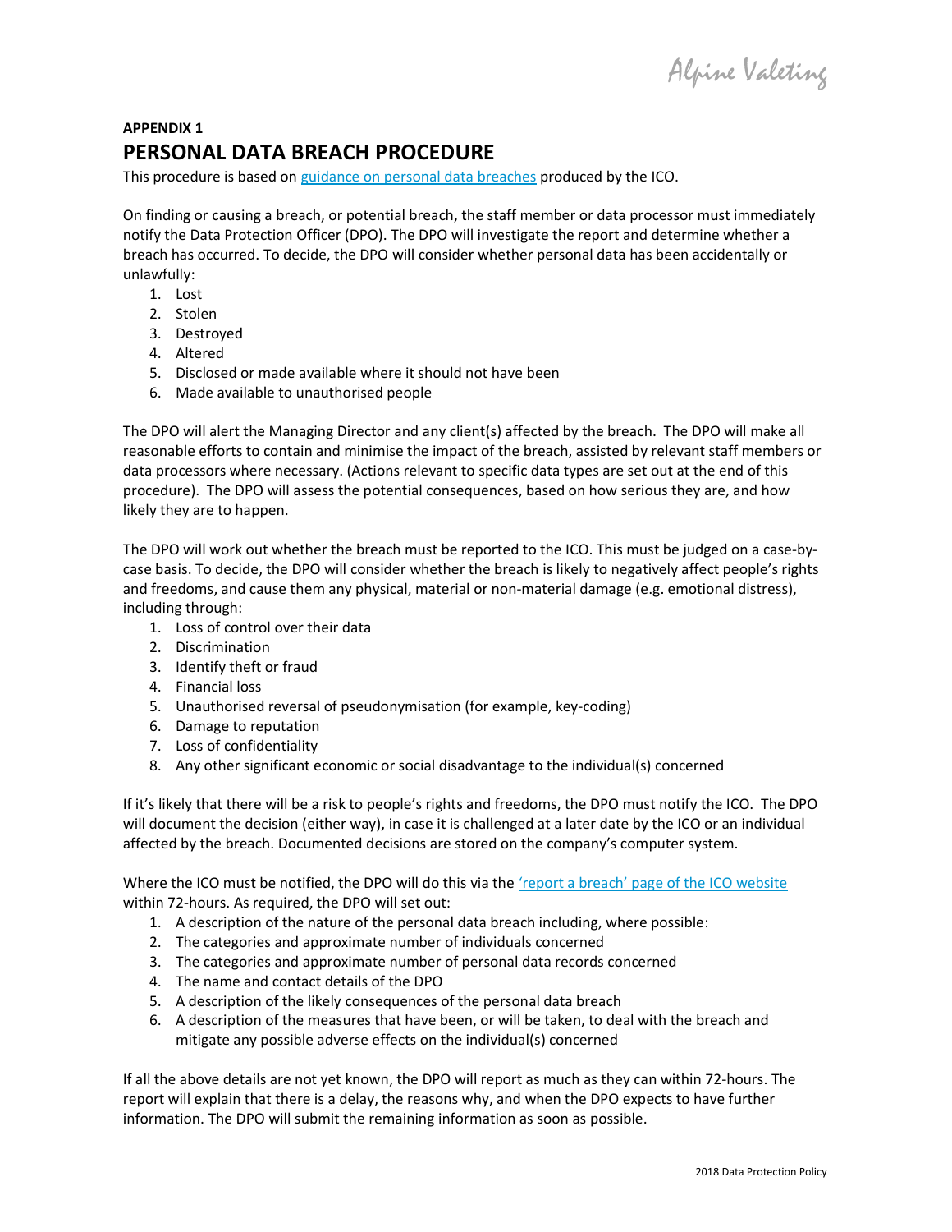**APPENDIX 1**

# PERSONAL DATA BREACH PROCEDURE

This procedure is based on [guidance on personal data breaches]() produced by the ICO.

On finding or causing a breach, or potential breach, the staff member or data processor must immediately notify the Data Protection Officer (DPO). The DPO will investigate the report and determine whether a breach has occurred. To decide, the DPO will consider whether personal data has been accidentally or unlawfully:

1. Lost
2. Stolen
3. Destroyed
4. Altered
5. Disclosed or made available where it should not have been
6. Made available to unauthorised people

The DPO will alert the Managing Director and any client(s) affected by the breach. The DPO will make all reasonable efforts to contain and minimise the impact of the breach, assisted by relevant staff members or data processors where necessary. (Actions relevant to specific data types are set out at the end of this procedure). The DPO will assess the potential consequences, based on how serious they are, and how likely they are to happen.

The DPO will work out whether the breach must be reported to the ICO. This must be judged on a case-by-case basis. To decide, the DPO will consider whether the breach is likely to negatively affect people's rights and freedoms, and cause them any physical, material or non-material damage (e.g. emotional distress), including through:

1. Loss of control over their data
2. Discrimination
3. Identify theft or fraud
4. Financial loss
5. Unauthorised reversal of pseudonymisation (for example, key-coding)
6. Damage to reputation
7. Loss of confidentiality
8. Any other significant economic or social disadvantage to the individual(s) concerned

If it's likely that there will be a risk to people's rights and freedoms, the DPO must notify the ICO. The DPO will document the decision (either way), in case it is challenged at a later date by the ICO or an individual affected by the breach. Documented decisions are stored on the company's computer system.

Where the ICO must be notified, the DPO will do this via the ['report a breach' page of the ICO website]() within 72-hours. As required, the DPO will set out:

1. A description of the nature of the personal data breach including, where possible:
2. The categories and approximate number of individuals concerned
3. The categories and approximate number of personal data records concerned
4. The name and contact details of the DPO
5. A description of the likely consequences of the personal data breach
6. A description of the measures that have been, or will be taken, to deal with the breach and mitigate any possible adverse effects on the individual(s) concerned

If all the above details are not yet known, the DPO will report as much as they can within 72-hours. The report will explain that there is a delay, the reasons why, and when the DPO expects to have further information. The DPO will submit the remaining information as soon as possible.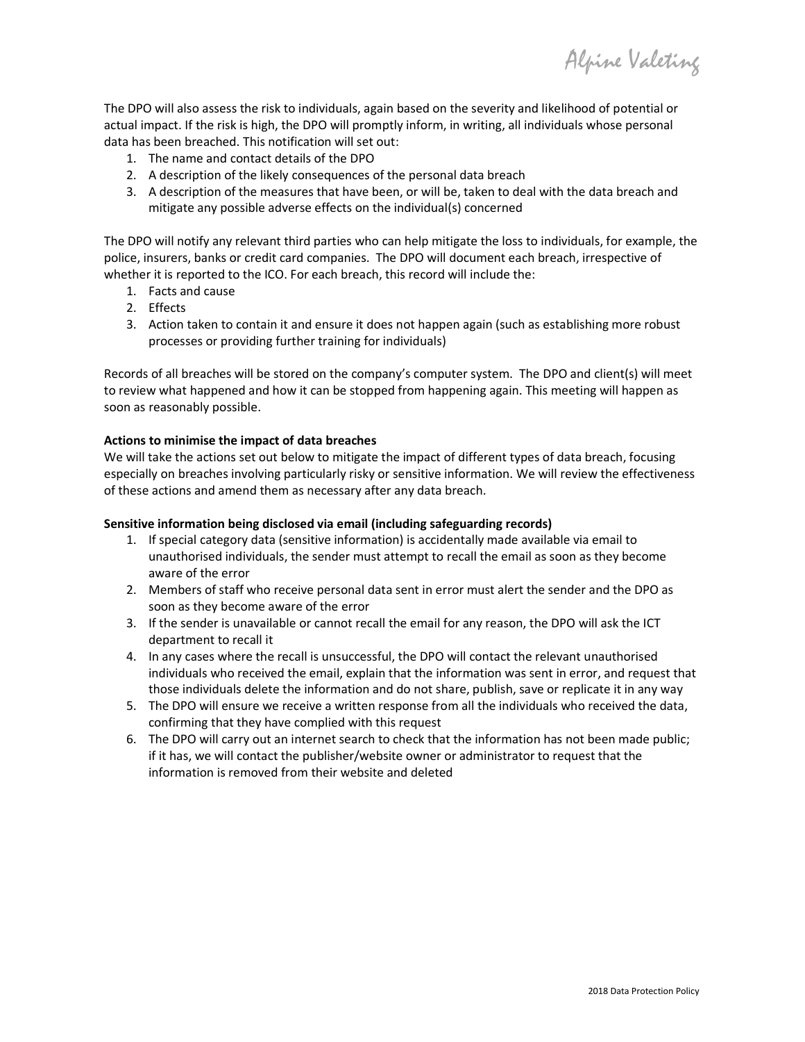The DPO will also assess the risk to individuals, again based on the severity and likelihood of potential or actual impact. If the risk is high, the DPO will promptly inform, in writing, all individuals whose personal data has been breached. This notification will set out:

1. The name and contact details of the DPO
2. A description of the likely consequences of the personal data breach
3. A description of the measures that have been, or will be, taken to deal with the data breach and mitigate any possible adverse effects on the individual(s) concerned

The DPO will notify any relevant third parties who can help mitigate the loss to individuals, for example, the police, insurers, banks or credit card companies. The DPO will document each breach, irrespective of whether it is reported to the ICO. For each breach, this record will include the:

1. Facts and cause
2. Effects
3. Action taken to contain it and ensure it does not happen again (such as establishing more robust processes or providing further training for individuals)

Records of all breaches will be stored on the company's computer system. The DPO and client(s) will meet to review what happened and how it can be stopped from happening again. This meeting will happen as soon as reasonably possible.

**Actions to minimise the impact of data breaches**

We will take the actions set out below to mitigate the impact of different types of data breach, focusing especially on breaches involving particularly risky or sensitive information. We will review the effectiveness of these actions and amend them as necessary after any data breach.

**Sensitive information being disclosed via email (including safeguarding records)**

1. If special category data (sensitive information) is accidentally made available via email to unauthorised individuals, the sender must attempt to recall the email as soon as they become aware of the error
2. Members of staff who receive personal data sent in error must alert the sender and the DPO as soon as they become aware of the error
3. If the sender is unavailable or cannot recall the email for any reason, the DPO will ask the ICT department to recall it
4. In any cases where the recall is unsuccessful, the DPO will contact the relevant unauthorised individuals who received the email, explain that the information was sent in error, and request that those individuals delete the information and do not share, publish, save or replicate it in any way
5. The DPO will ensure we receive a written response from all the individuals who received the data, confirming that they have complied with this request
6. The DPO will carry out an internet search to check that the information has not been made public; if it has, we will contact the publisher/website owner or administrator to request that the information is removed from their website and deleted